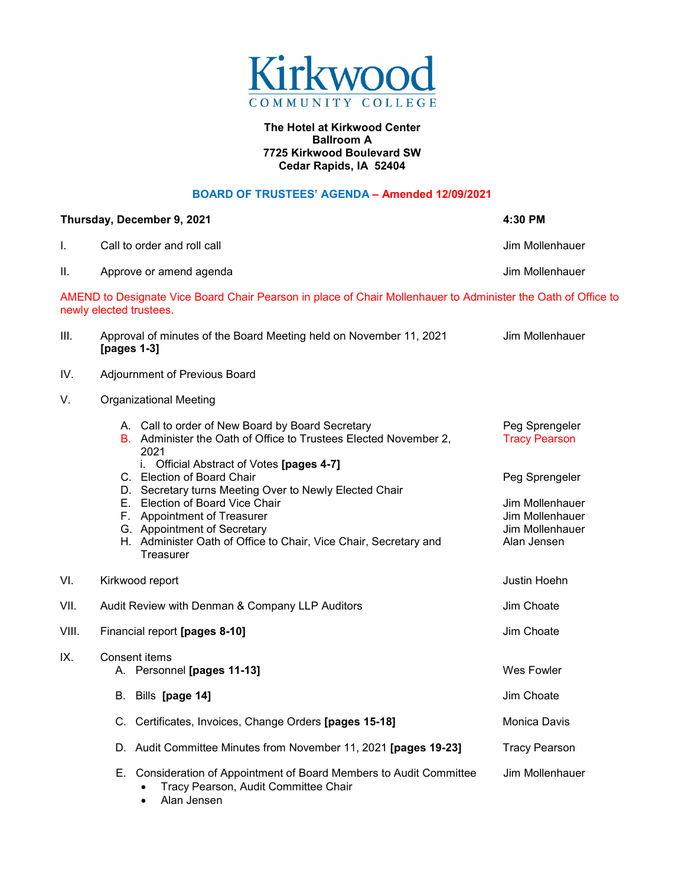# Kirkwood COMMUNITY COLLEGE

**The Hotel at Kirkwood Center**
**Ballroom A**
**7725 Kirkwood Boulevard SW**
**Cedar Rapids, IA 52404**

## BOARD OF TRUSTEES' AGENDA – Amended 12/09/2021

**Thursday, December 9, 2021** **4:30 PM**

I. Call to order and roll call — Jim Mollenhauer

II. Approve or amend agenda — Jim Mollenhauer

AMEND to Designate Vice Board Chair Pearson in place of Chair Mollenhauer to Administer the Oath of Office to newly elected trustees.

III. Approval of minutes of the Board Meeting held on November 11, 2021 **[pages 1-3]** — Jim Mollenhauer

IV. Adjournment of Previous Board

V. Organizational Meeting

- A. Call to order of New Board by Board Secretary — Peg Sprengeler
- B. Administer the Oath of Office to Trustees Elected November 2, 2021 — Tracy Pearson
  - i. Official Abstract of Votes **[pages 4-7]**
- C. Election of Board Chair — Peg Sprengeler
- D. Secretary turns Meeting Over to Newly Elected Chair
- E. Election of Board Vice Chair — Jim Mollenhauer
- F. Appointment of Treasurer — Jim Mollenhauer
- G. Appointment of Secretary — Jim Mollenhauer
- H. Administer Oath of Office to Chair, Vice Chair, Secretary and Treasurer — Alan Jensen

VI. Kirkwood report — Justin Hoehn

VII. Audit Review with Denman & Company LLP Auditors — Jim Choate

VIII. Financial report **[pages 8-10]** — Jim Choate

IX. Consent items

- A. Personnel **[pages 11-13]** — Wes Fowler
- B. Bills **[page 14]** — Jim Choate
- C. Certificates, Invoices, Change Orders **[pages 15-18]** — Monica Davis
- D. Audit Committee Minutes from November 11, 2021 **[pages 19-23]** — Tracy Pearson
- E. Consideration of Appointment of Board Members to Audit Committee — Jim Mollenhauer
  - Tracy Pearson, Audit Committee Chair
  - Alan Jensen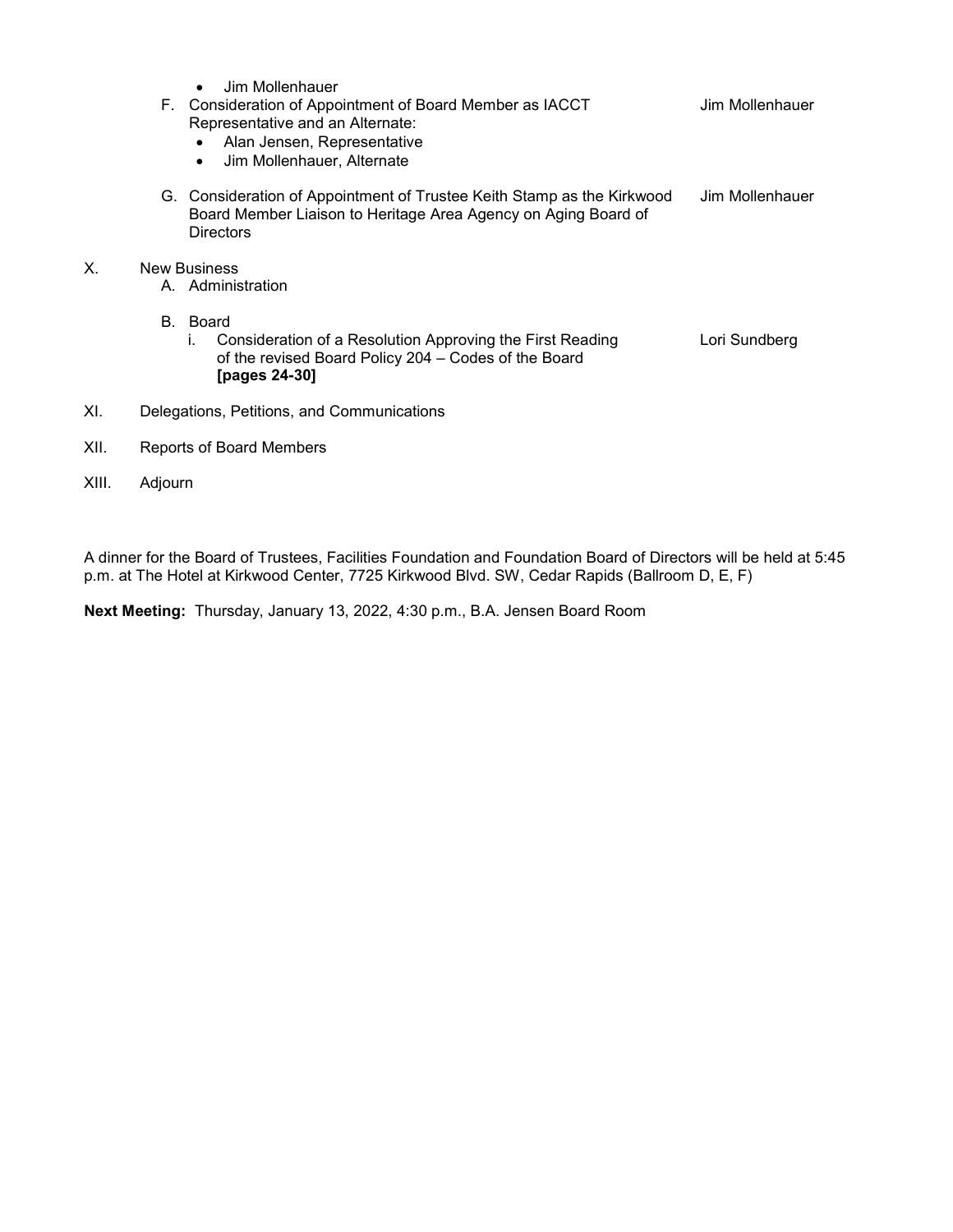- Jim Mollenhauer

F. Consideration of Appointment of Board Member as IACCT Representative and an Alternate: — Jim Mollenhauer
   - Alan Jensen, Representative
   - Jim Mollenhauer, Alternate

G. Consideration of Appointment of Trustee Keith Stamp as the Kirkwood Board Member Liaison to Heritage Area Agency on Aging Board of Directors — Jim Mollenhauer

X. New Business

   A. Administration

   B. Board

      i. Consideration of a Resolution Approving the First Reading of the revised Board Policy 204 – Codes of the Board **[pages 24-30]** — Lori Sundberg

XI. Delegations, Petitions, and Communications

XII. Reports of Board Members

XIII. Adjourn

A dinner for the Board of Trustees, Facilities Foundation and Foundation Board of Directors will be held at 5:45 p.m. at The Hotel at Kirkwood Center, 7725 Kirkwood Blvd. SW, Cedar Rapids (Ballroom D, E, F)

**Next Meeting:** Thursday, January 13, 2022, 4:30 p.m., B.A. Jensen Board Room